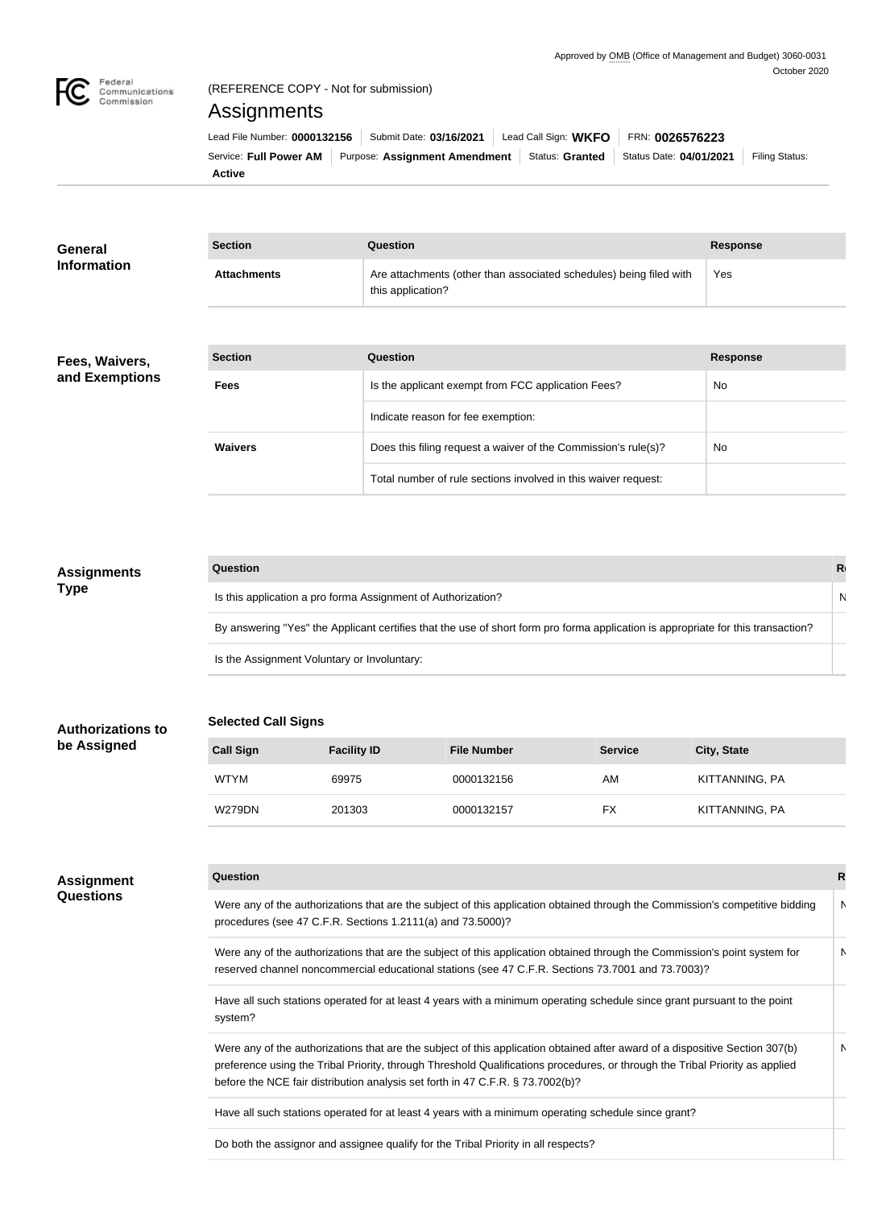Approved by OMB (Office of Management and Budget) 3060-0031
October 2020

Federal Communications Commission

(REFERENCE COPY - Not for submission)

# Assignments

Lead File Number: **0000132156** | Submit Date: **03/16/2021** | Lead Call Sign: **WKFO** | FRN: **0026576223**
Service: **Full Power AM** | Purpose: **Assignment Amendment** | Status: **Granted** | Status Date: **04/01/2021** | Filing Status: **Active**

## General Information

| Section | Question | Response |
| --- | --- | --- |
| Attachments | Are attachments (other than associated schedules) being filed with this application? | Yes |

## Fees, Waivers, and Exemptions

| Section | Question | Response |
| --- | --- | --- |
| Fees | Is the applicant exempt from FCC application Fees? | No |
| | Indicate reason for fee exemption: | |
| Waivers | Does this filing request a waiver of the Commission's rule(s)? | No |
| | Total number of rule sections involved in this waiver request: | |

## Assignments Type

| Question | R |
| --- | --- |
| Is this application a pro forma Assignment of Authorization? | N |
| By answering "Yes" the Applicant certifies that the use of short form pro forma application is appropriate for this transaction? | |
| Is the Assignment Voluntary or Involuntary: | |

## Authorizations to be Assigned

### Selected Call Signs

| Call Sign | Facility ID | File Number | Service | City, State |
| --- | --- | --- | --- | --- |
| WTYM | 69975 | 0000132156 | AM | KITTANNING, PA |
| W279DN | 201303 | 0000132157 | FX | KITTANNING, PA |

## Assignment Questions

| Question | R |
| --- | --- |
| Were any of the authorizations that are the subject of this application obtained through the Commission's competitive bidding procedures (see 47 C.F.R. Sections 1.2111(a) and 73.5000)? | N |
| Were any of the authorizations that are the subject of this application obtained through the Commission's point system for reserved channel noncommercial educational stations (see 47 C.F.R. Sections 73.7001 and 73.7003)? | N |
| Have all such stations operated for at least 4 years with a minimum operating schedule since grant pursuant to the point system? | |
| Were any of the authorizations that are the subject of this application obtained after award of a dispositive Section 307(b) preference using the Tribal Priority, through Threshold Qualifications procedures, or through the Tribal Priority as applied before the NCE fair distribution analysis set forth in 47 C.F.R. § 73.7002(b)? | N |
| Have all such stations operated for at least 4 years with a minimum operating schedule since grant? | |
| Do both the assignor and assignee qualify for the Tribal Priority in all respects? | |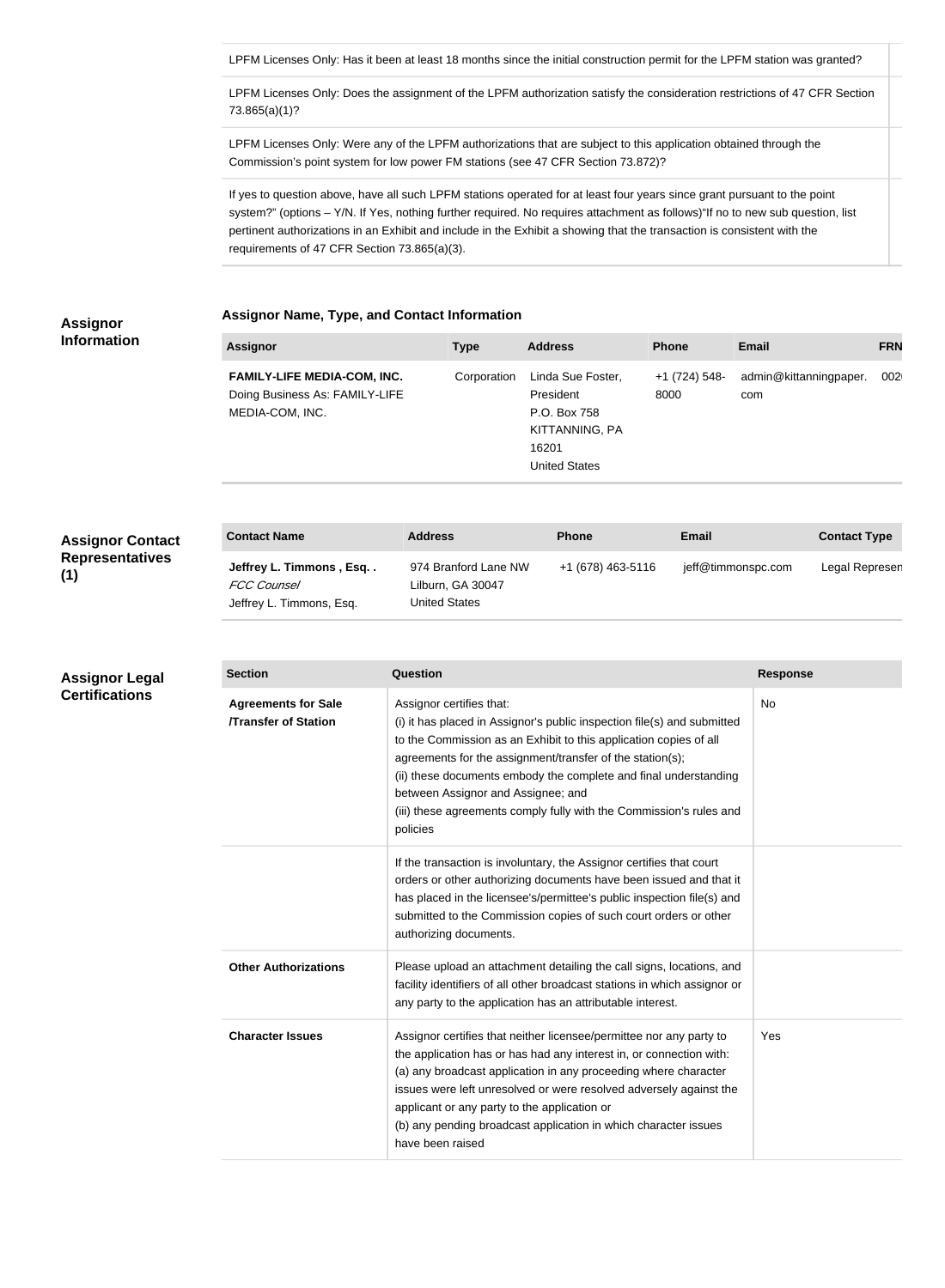| |
|---|
| LPFM Licenses Only: Has it been at least 18 months since the initial construction permit for the LPFM station was granted? |
| LPFM Licenses Only: Does the assignment of the LPFM authorization satisfy the consideration restrictions of 47 CFR Section 73.865(a)(1)? |
| LPFM Licenses Only: Were any of the LPFM authorizations that are subject to this application obtained through the Commission's point system for low power FM stations (see 47 CFR Section 73.872)? |
| If yes to question above, have all such LPFM stations operated for at least four years since grant pursuant to the point system?" (options – Y/N. If Yes, nothing further required. No requires attachment as follows)"If no to new sub question, list pertinent authorizations in an Exhibit and include in the Exhibit a showing that the transaction is consistent with the requirements of 47 CFR Section 73.865(a)(3). |

## Assignor Information

### Assignor Name, Type, and Contact Information

| Assignor | Type | Address | Phone | Email | FRN |
|---|---|---|---|---|---|
| **FAMILY-LIFE MEDIA-COM, INC.** Doing Business As: FAMILY-LIFE MEDIA-COM, INC. | Corporation | Linda Sue Foster, President P.O. Box 758 KITTANNING, PA 16201 United States | +1 (724) 548-8000 | admin@kittanningpaper.com | 002 |

## Assignor Contact Representatives (1)

| Contact Name | Address | Phone | Email | Contact Type |
|---|---|---|---|---|
| **Jeffrey L. Timmons , Esq. .** *FCC Counsel* Jeffrey L. Timmons, Esq. | 974 Branford Lane NW Lilburn, GA 30047 United States | +1 (678) 463-5116 | jeff@timmonspc.com | Legal Represen |

## Assignor Legal Certifications

| Section | Question | Response |
|---|---|---|
| **Agreements for Sale /Transfer of Station** | Assignor certifies that: (i) it has placed in Assignor's public inspection file(s) and submitted to the Commission as an Exhibit to this application copies of all agreements for the assignment/transfer of the station(s); (ii) these documents embody the complete and final understanding between Assignor and Assignee; and (iii) these agreements comply fully with the Commission's rules and policies | No |
| | If the transaction is involuntary, the Assignor certifies that court orders or other authorizing documents have been issued and that it has placed in the licensee's/permittee's public inspection file(s) and submitted to the Commission copies of such court orders or other authorizing documents. | |
| **Other Authorizations** | Please upload an attachment detailing the call signs, locations, and facility identifiers of all other broadcast stations in which assignor or any party to the application has an attributable interest. | |
| **Character Issues** | Assignor certifies that neither licensee/permittee nor any party to the application has or has had any interest in, or connection with: (a) any broadcast application in any proceeding where character issues were left unresolved or were resolved adversely against the applicant or any party to the application or (b) any pending broadcast application in which character issues have been raised | Yes |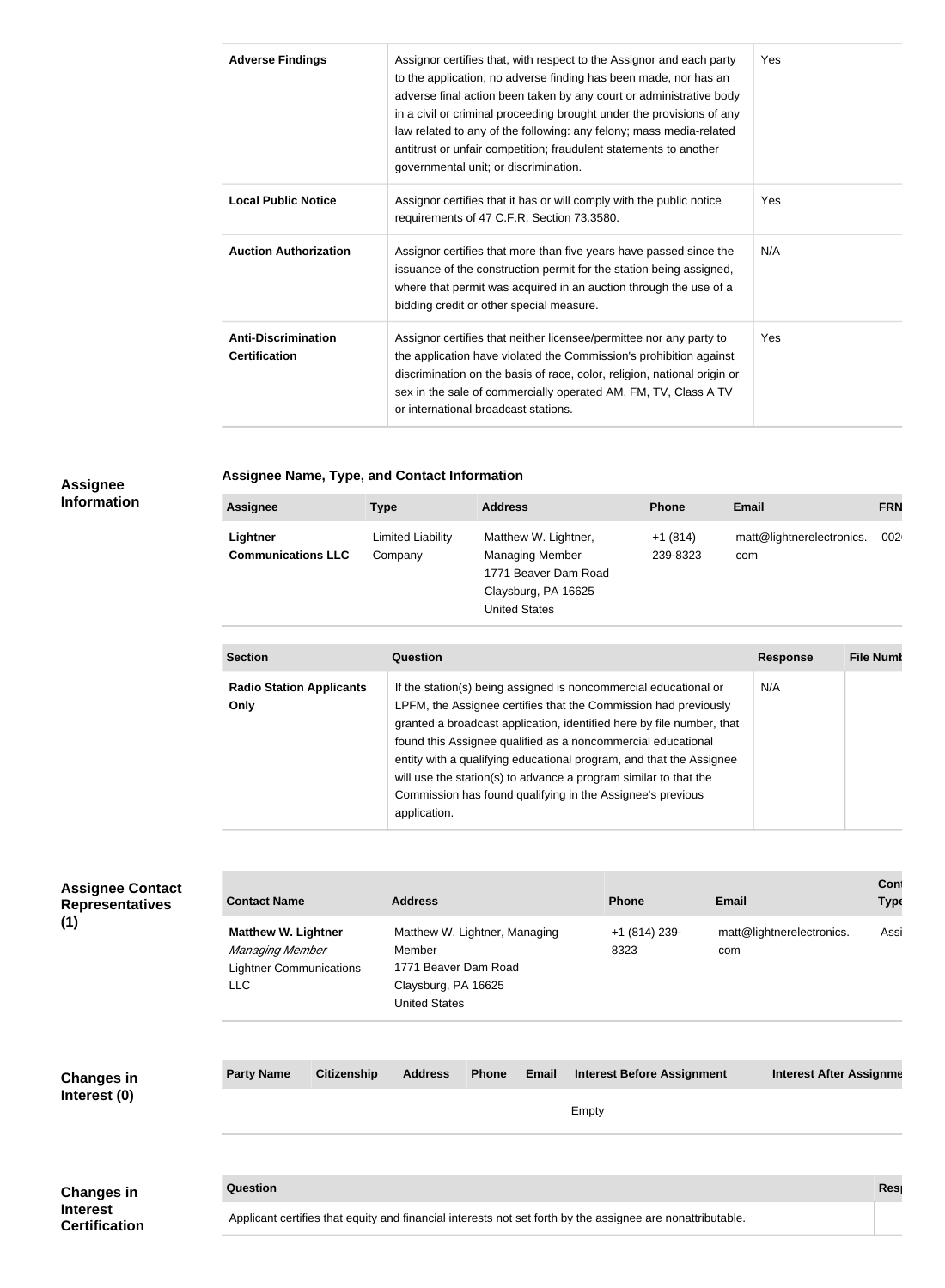| | | |
|---|---|---|
| **Adverse Findings** | Assignor certifies that, with respect to the Assignor and each party to the application, no adverse finding has been made, nor has an adverse final action been taken by any court or administrative body in a civil or criminal proceeding brought under the provisions of any law related to any of the following: any felony; mass media-related antitrust or unfair competition; fraudulent statements to another governmental unit; or discrimination. | Yes |
| **Local Public Notice** | Assignor certifies that it has or will comply with the public notice requirements of 47 C.F.R. Section 73.3580. | Yes |
| **Auction Authorization** | Assignor certifies that more than five years have passed since the issuance of the construction permit for the station being assigned, where that permit was acquired in an auction through the use of a bidding credit or other special measure. | N/A |
| **Anti-Discrimination Certification** | Assignor certifies that neither licensee/permittee nor any party to the application have violated the Commission's prohibition against discrimination on the basis of race, color, religion, national origin or sex in the sale of commercially operated AM, FM, TV, Class A TV or international broadcast stations. | Yes |

## Assignee Information

### Assignee Name, Type, and Contact Information

| Assignee | Type | Address | Phone | Email | FRN |
|---|---|---|---|---|---|
| **Lightner Communications LLC** | Limited Liability Company | Matthew W. Lightner, Managing Member 1771 Beaver Dam Road Claysburg, PA 16625 United States | +1 (814) 239-8323 | matt@lightnerelectronics.com | 002 |

| Section | Question | Response | File Numb |
|---|---|---|---|
| **Radio Station Applicants Only** | If the station(s) being assigned is noncommercial educational or LPFM, the Assignee certifies that the Commission had previously granted a broadcast application, identified here by file number, that found this Assignee qualified as a noncommercial educational entity with a qualifying educational program, and that the Assignee will use the station(s) to advance a program similar to that the Commission has found qualifying in the Assignee's previous application. | N/A | |

## Assignee Contact Representatives (1)

| Contact Name | Address | Phone | Email | Cont Type |
|---|---|---|---|---|
| **Matthew W. Lightner** *Managing Member* Lightner Communications LLC | Matthew W. Lightner, Managing Member 1771 Beaver Dam Road Claysburg, PA 16625 United States | +1 (814) 239-8323 | matt@lightnerelectronics.com | Assi |

## Changes in Interest (0)

| Party Name | Citizenship | Address | Phone | Email | Interest Before Assignment | Interest After Assignme |
|---|---|---|---|---|---|---|
| | | | | | Empty | |

## Changes in Interest Certification

| Question | Resp |
|---|---|
| Applicant certifies that equity and financial interests not set forth by the assignee are nonattributable. | |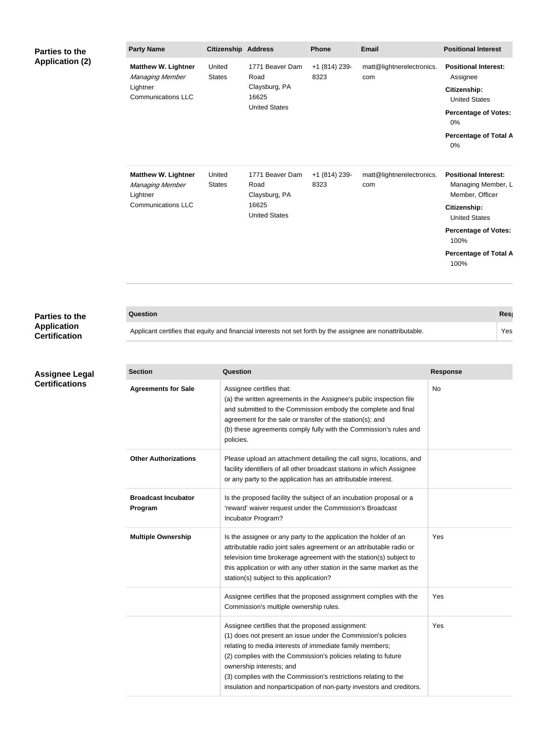## Parties to the Application (2)

| Party Name | Citizenship | Address | Phone | Email | Positional Interest |
| --- | --- | --- | --- | --- | --- |
| **Matthew W. Lightner** *Managing Member* Lightner Communications LLC | United States | 1771 Beaver Dam Road Claysburg, PA 16625 United States | +1 (814) 239-8323 | matt@lightnerelectronics.com | **Positional Interest:** Assignee **Citizenship:** United States **Percentage of Votes:** 0% **Percentage of Total A** 0% |
| **Matthew W. Lightner** *Managing Member* Lightner Communications LLC | United States | 1771 Beaver Dam Road Claysburg, PA 16625 United States | +1 (814) 239-8323 | matt@lightnerelectronics.com | **Positional Interest:** Managing Member, L Member, Officer **Citizenship:** United States **Percentage of Votes:** 100% **Percentage of Total A** 100% |

## Parties to the Application Certification

| Question | Resp |
| --- | --- |
| Applicant certifies that equity and financial interests not set forth by the assignee are nonattributable. | Yes |

## Assignee Legal Certifications

| Section | Question | Response |
| --- | --- | --- |
| **Agreements for Sale** | Assignee certifies that:<br>(a) the written agreements in the Assignee's public inspection file and submitted to the Commission embody the complete and final agreement for the sale or transfer of the station(s); and<br>(b) these agreements comply fully with the Commission's rules and policies. | No |
| **Other Authorizations** | Please upload an attachment detailing the call signs, locations, and facility identifiers of all other broadcast stations in which Assignee or any party to the application has an attributable interest. | |
| **Broadcast Incubator Program** | Is the proposed facility the subject of an incubation proposal or a 'reward' waiver request under the Commission's Broadcast Incubator Program? | |
| **Multiple Ownership** | Is the assignee or any party to the application the holder of an attributable radio joint sales agreement or an attributable radio or television time brokerage agreement with the station(s) subject to this application or with any other station in the same market as the station(s) subject to this application? | Yes |
| | Assignee certifies that the proposed assignment complies with the Commission's multiple ownership rules. | Yes |
| | Assignee certifies that the proposed assignment:<br>(1) does not present an issue under the Commission's policies relating to media interests of immediate family members;<br>(2) complies with the Commission's policies relating to future ownership interests; and<br>(3) complies with the Commission's restrictions relating to the insulation and nonparticipation of non-party investors and creditors. | Yes |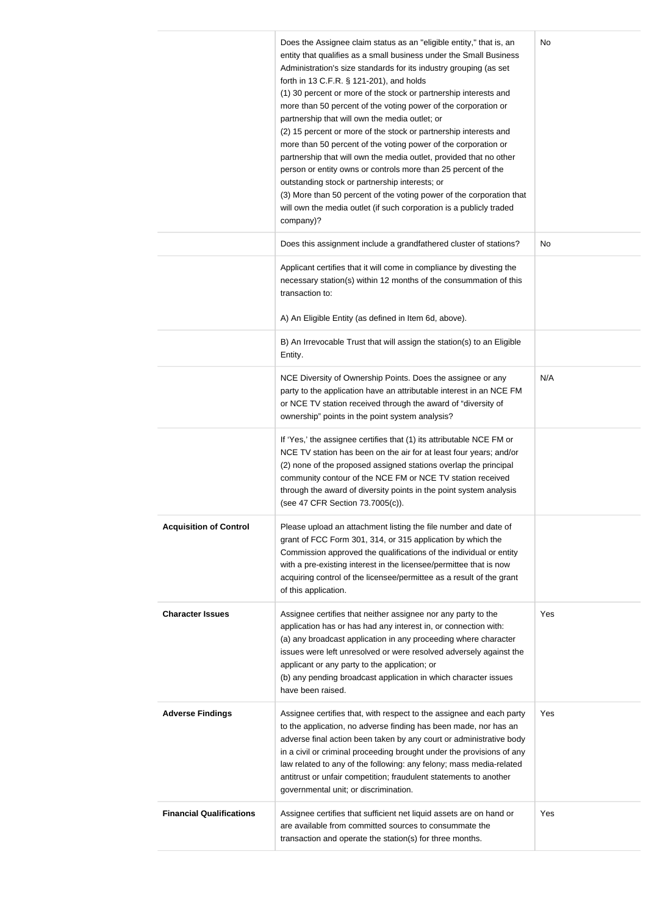| | | |
|---|---|---|
| | Does the Assignee claim status as an "eligible entity," that is, an entity that qualifies as a small business under the Small Business Administration's size standards for its industry grouping (as set forth in 13 C.F.R. § 121-201), and holds<br>(1) 30 percent or more of the stock or partnership interests and more than 50 percent of the voting power of the corporation or partnership that will own the media outlet; or<br>(2) 15 percent or more of the stock or partnership interests and more than 50 percent of the voting power of the corporation or partnership that will own the media outlet, provided that no other person or entity owns or controls more than 25 percent of the outstanding stock or partnership interests; or<br>(3) More than 50 percent of the voting power of the corporation that will own the media outlet (if such corporation is a publicly traded company)? | No |
| | Does this assignment include a grandfathered cluster of stations? | No |
| | Applicant certifies that it will come in compliance by divesting the necessary station(s) within 12 months of the consummation of this transaction to:<br><br>A) An Eligible Entity (as defined in Item 6d, above). | |
| | B) An Irrevocable Trust that will assign the station(s) to an Eligible Entity. | |
| | NCE Diversity of Ownership Points. Does the assignee or any party to the application have an attributable interest in an NCE FM or NCE TV station received through the award of "diversity of ownership" points in the point system analysis? | N/A |
| | If 'Yes,' the assignee certifies that (1) its attributable NCE FM or NCE TV station has been on the air for at least four years; and/or (2) none of the proposed assigned stations overlap the principal community contour of the NCE FM or NCE TV station received through the award of diversity points in the point system analysis (see 47 CFR Section 73.7005(c)). | |
| **Acquisition of Control** | Please upload an attachment listing the file number and date of grant of FCC Form 301, 314, or 315 application by which the Commission approved the qualifications of the individual or entity with a pre-existing interest in the licensee/permittee that is now acquiring control of the licensee/permittee as a result of the grant of this application. | |
| **Character Issues** | Assignee certifies that neither assignee nor any party to the application has or has had any interest in, or connection with:<br>(a) any broadcast application in any proceeding where character issues were left unresolved or were resolved adversely against the applicant or any party to the application; or<br>(b) any pending broadcast application in which character issues have been raised. | Yes |
| **Adverse Findings** | Assignee certifies that, with respect to the assignee and each party to the application, no adverse finding has been made, nor has an adverse final action been taken by any court or administrative body in a civil or criminal proceeding brought under the provisions of any law related to any of the following: any felony; mass media-related antitrust or unfair competition; fraudulent statements to another governmental unit; or discrimination. | Yes |
| **Financial Qualifications** | Assignee certifies that sufficient net liquid assets are on hand or are available from committed sources to consummate the transaction and operate the station(s) for three months. | Yes |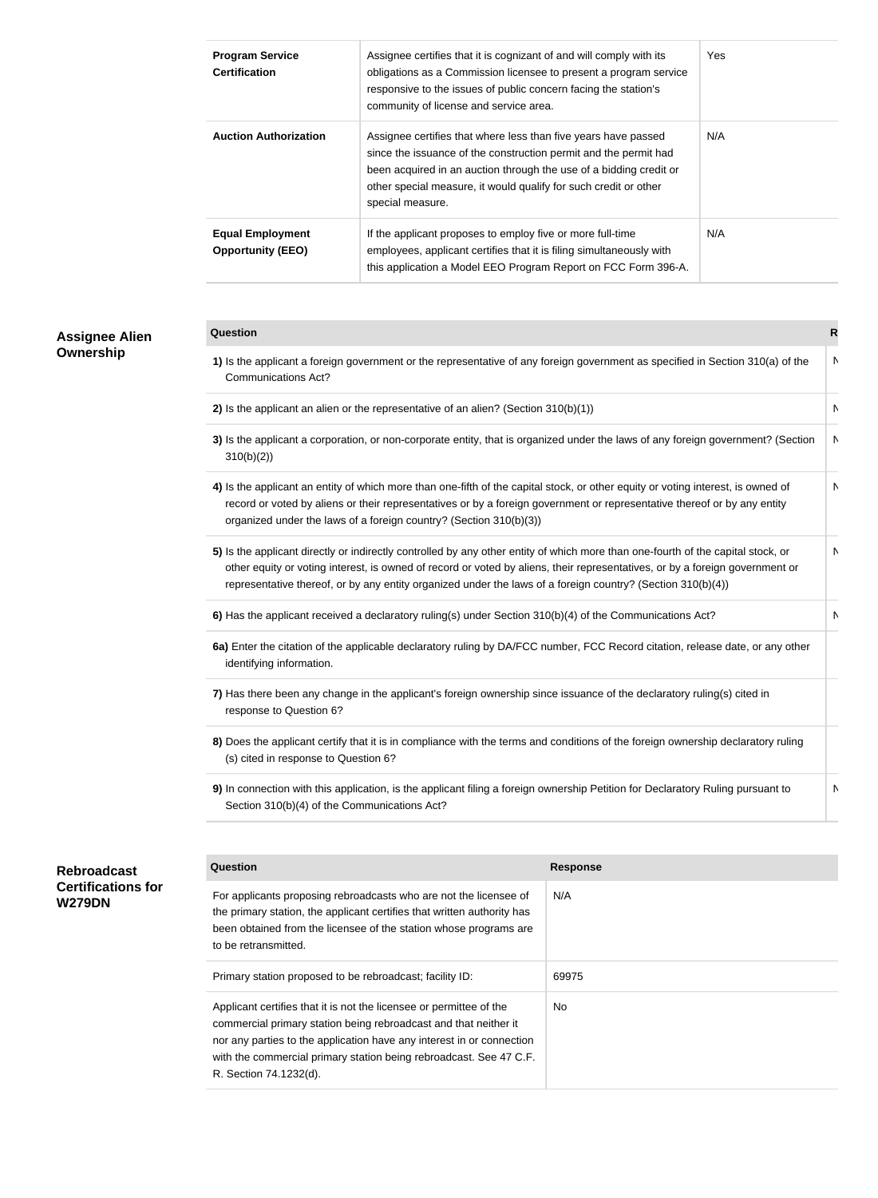| | | |
|---|---|---|
| **Program Service Certification** | Assignee certifies that it is cognizant of and will comply with its obligations as a Commission licensee to present a program service responsive to the issues of public concern facing the station's community of license and service area. | Yes |
| **Auction Authorization** | Assignee certifies that where less than five years have passed since the issuance of the construction permit and the permit had been acquired in an auction through the use of a bidding credit or other special measure, it would qualify for such credit or other special measure. | N/A |
| **Equal Employment Opportunity (EEO)** | If the applicant proposes to employ five or more full-time employees, applicant certifies that it is filing simultaneously with this application a Model EEO Program Report on FCC Form 396-A. | N/A |

## Assignee Alien Ownership

| Question | R |
|---|---|
| **1)** Is the applicant a foreign government or the representative of any foreign government as specified in Section 310(a) of the Communications Act? | N |
| **2)** Is the applicant an alien or the representative of an alien? (Section 310(b)(1)) | N |
| **3)** Is the applicant a corporation, or non-corporate entity, that is organized under the laws of any foreign government? (Section 310(b)(2)) | N |
| **4)** Is the applicant an entity of which more than one-fifth of the capital stock, or other equity or voting interest, is owned of record or voted by aliens or their representatives or by a foreign government or representative thereof or by any entity organized under the laws of a foreign country? (Section 310(b)(3)) | N |
| **5)** Is the applicant directly or indirectly controlled by any other entity of which more than one-fourth of the capital stock, or other equity or voting interest, is owned of record or voted by aliens, their representatives, or by a foreign government or representative thereof, or by any entity organized under the laws of a foreign country? (Section 310(b)(4)) | N |
| **6)** Has the applicant received a declaratory ruling(s) under Section 310(b)(4) of the Communications Act? | N |
| **6a)** Enter the citation of the applicable declaratory ruling by DA/FCC number, FCC Record citation, release date, or any other identifying information. | |
| **7)** Has there been any change in the applicant's foreign ownership since issuance of the declaratory ruling(s) cited in response to Question 6? | |
| **8)** Does the applicant certify that it is in compliance with the terms and conditions of the foreign ownership declaratory ruling (s) cited in response to Question 6? | |
| **9)** In connection with this application, is the applicant filing a foreign ownership Petition for Declaratory Ruling pursuant to Section 310(b)(4) of the Communications Act? | N |

## Rebroadcast Certifications for W279DN

| Question | Response |
|---|---|
| For applicants proposing rebroadcasts who are not the licensee of the primary station, the applicant certifies that written authority has been obtained from the licensee of the station whose programs are to be retransmitted. | N/A |
| Primary station proposed to be rebroadcast; facility ID: | 69975 |
| Applicant certifies that it is not the licensee or permittee of the commercial primary station being rebroadcast and that neither it nor any parties to the application have any interest in or connection with the commercial primary station being rebroadcast. See 47 C.F. R. Section 74.1232(d). | No |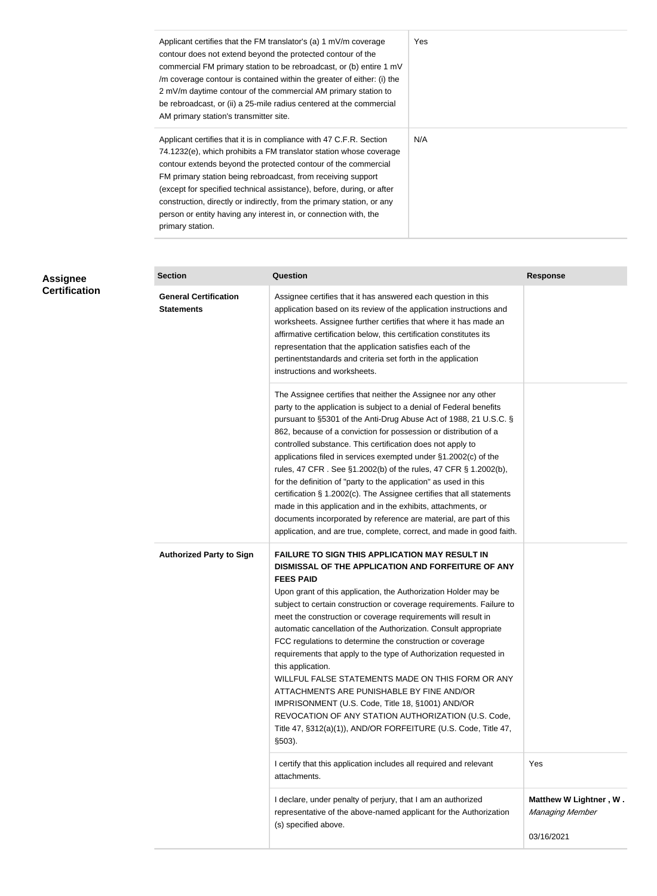| | |
|---|---|
| Applicant certifies that the FM translator's (a) 1 mV/m coverage contour does not extend beyond the protected contour of the commercial FM primary station to be rebroadcast, or (b) entire 1 mV /m coverage contour is contained within the greater of either: (i) the 2 mV/m daytime contour of the commercial AM primary station to be rebroadcast, or (ii) a 25-mile radius centered at the commercial AM primary station's transmitter site. | Yes |
| Applicant certifies that it is in compliance with 47 C.F.R. Section 74.1232(e), which prohibits a FM translator station whose coverage contour extends beyond the protected contour of the commercial FM primary station being rebroadcast, from receiving support (except for specified technical assistance), before, during, or after construction, directly or indirectly, from the primary station, or any person or entity having any interest in, or connection with, the primary station. | N/A |

## Assignee Certification

| Section | Question | Response |
|---|---|---|
| **General Certification Statements** | Assignee certifies that it has answered each question in this application based on its review of the application instructions and worksheets. Assignee further certifies that where it has made an affirmative certification below, this certification constitutes its representation that the application satisfies each of the pertinentstandards and criteria set forth in the application instructions and worksheets. | |
| | The Assignee certifies that neither the Assignee nor any other party to the application is subject to a denial of Federal benefits pursuant to §5301 of the Anti-Drug Abuse Act of 1988, 21 U.S.C. § 862, because of a conviction for possession or distribution of a controlled substance. This certification does not apply to applications filed in services exempted under §1.2002(c) of the rules, 47 CFR . See §1.2002(b) of the rules, 47 CFR § 1.2002(b), for the definition of "party to the application" as used in this certification § 1.2002(c). The Assignee certifies that all statements made in this application and in the exhibits, attachments, or documents incorporated by reference are material, are part of this application, and are true, complete, correct, and made in good faith. | |
| **Authorized Party to Sign** | **FAILURE TO SIGN THIS APPLICATION MAY RESULT IN DISMISSAL OF THE APPLICATION AND FORFEITURE OF ANY FEES PAID** Upon grant of this application, the Authorization Holder may be subject to certain construction or coverage requirements. Failure to meet the construction or coverage requirements will result in automatic cancellation of the Authorization. Consult appropriate FCC regulations to determine the construction or coverage requirements that apply to the type of Authorization requested in this application. WILLFUL FALSE STATEMENTS MADE ON THIS FORM OR ANY ATTACHMENTS ARE PUNISHABLE BY FINE AND/OR IMPRISONMENT (U.S. Code, Title 18, §1001) AND/OR REVOCATION OF ANY STATION AUTHORIZATION (U.S. Code, Title 47, §312(a)(1)), AND/OR FORFEITURE (U.S. Code, Title 47, §503). | |
| | I certify that this application includes all required and relevant attachments. | Yes |
| | I declare, under penalty of perjury, that I am an authorized representative of the above-named applicant for the Authorization (s) specified above. | **Matthew W Lightner , W .** *Managing Member* 03/16/2021 |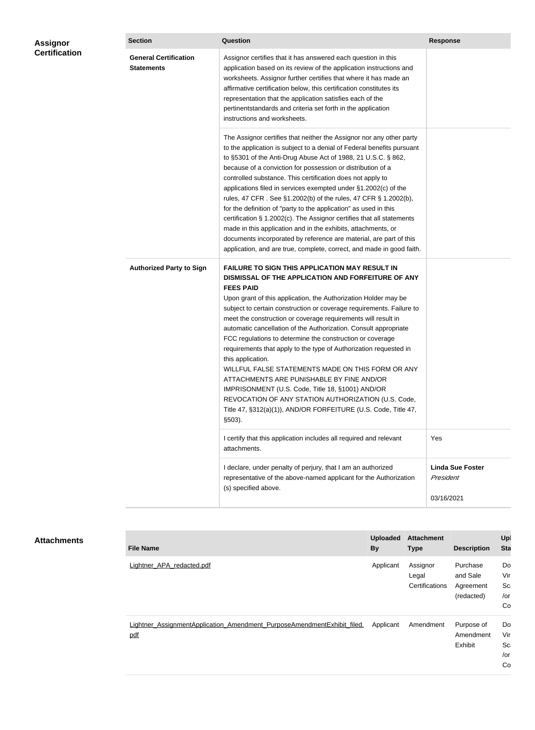## Assignor Certification

| Section | Question | Response |
|---|---|---|
| **General Certification Statements** | Assignor certifies that it has answered each question in this application based on its review of the application instructions and worksheets. Assignor further certifies that where it has made an affirmative certification below, this certification constitutes its representation that the application satisfies each of the pertinentstandards and criteria set forth in the application instructions and worksheets. | |
| | The Assignor certifies that neither the Assignor nor any other party to the application is subject to a denial of Federal benefits pursuant to §5301 of the Anti-Drug Abuse Act of 1988, 21 U.S.C. § 862, because of a conviction for possession or distribution of a controlled substance. This certification does not apply to applications filed in services exempted under §1.2002(c) of the rules, 47 CFR . See §1.2002(b) of the rules, 47 CFR § 1.2002(b), for the definition of "party to the application" as used in this certification § 1.2002(c). The Assignor certifies that all statements made in this application and in the exhibits, attachments, or documents incorporated by reference are material, are part of this application, and are true, complete, correct, and made in good faith. | |
| **Authorized Party to Sign** | **FAILURE TO SIGN THIS APPLICATION MAY RESULT IN DISMISSAL OF THE APPLICATION AND FORFEITURE OF ANY FEES PAID** Upon grant of this application, the Authorization Holder may be subject to certain construction or coverage requirements. Failure to meet the construction or coverage requirements will result in automatic cancellation of the Authorization. Consult appropriate FCC regulations to determine the construction or coverage requirements that apply to the type of Authorization requested in this application. WILLFUL FALSE STATEMENTS MADE ON THIS FORM OR ANY ATTACHMENTS ARE PUNISHABLE BY FINE AND/OR IMPRISONMENT (U.S. Code, Title 18, §1001) AND/OR REVOCATION OF ANY STATION AUTHORIZATION (U.S. Code, Title 47, §312(a)(1)), AND/OR FORFEITURE (U.S. Code, Title 47, §503). | |
| | I certify that this application includes all required and relevant attachments. | Yes |
| | I declare, under penalty of perjury, that I am an authorized representative of the above-named applicant for the Authorization(s) specified above. | **Linda Sue Foster** *President* 03/16/2021 |

## Attachments

| File Name | Uploaded By | Attachment Type | Description | Upl Sta |
|---|---|---|---|---|
| Lightner_APA_redacted.pdf | Applicant | Assignor Legal Certifications | Purchase and Sale Agreement (redacted) | Do Vir Sc /or Co |
| Lightner_AssignmentApplication_Amendment_PurposeAmendmentExhibit_filed.pdf | Applicant | Amendment | Purpose of Amendment Exhibit | Do Vir Sc /or Co |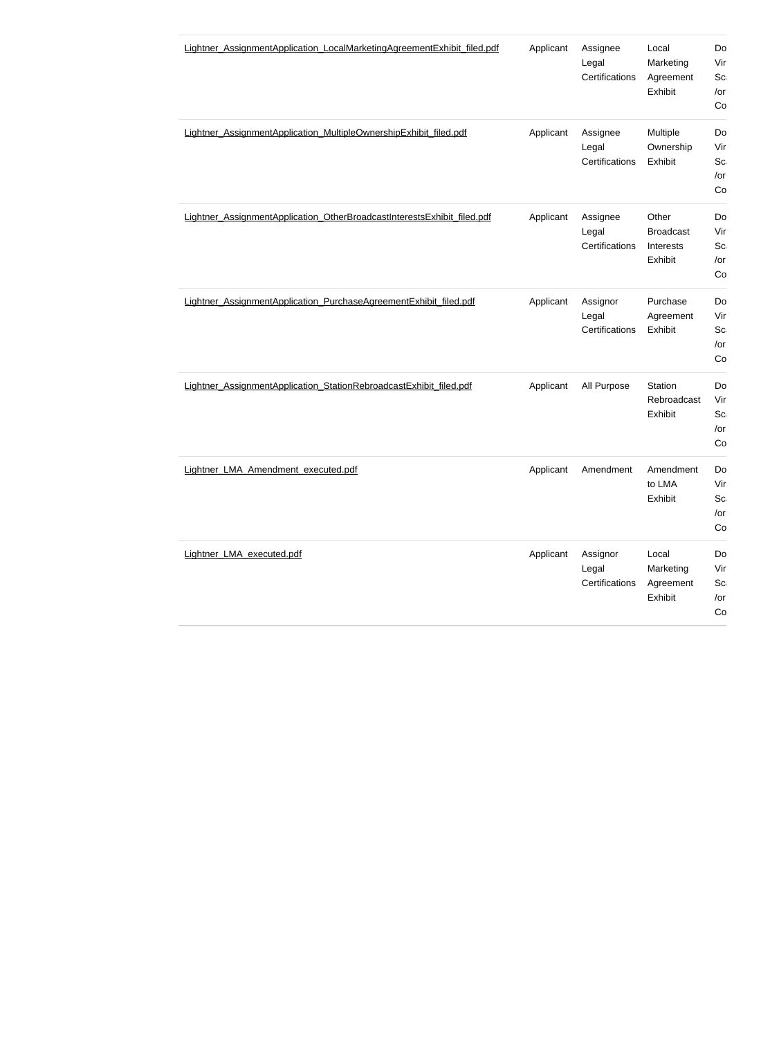| | | | | |
|---|---|---|---|---|
| Lightner_AssignmentApplication_LocalMarketingAgreementExhibit_filed.pdf | Applicant | Assignee Legal Certifications | Local Marketing Agreement Exhibit | Do Vir Sc /or Co |
| Lightner_AssignmentApplication_MultipleOwnershipExhibit_filed.pdf | Applicant | Assignee Legal Certifications | Multiple Ownership Exhibit | Do Vir Sc /or Co |
| Lightner_AssignmentApplication_OtherBroadcastInterestsExhibit_filed.pdf | Applicant | Assignee Legal Certifications | Other Broadcast Interests Exhibit | Do Vir Sc /or Co |
| Lightner_AssignmentApplication_PurchaseAgreementExhibit_filed.pdf | Applicant | Assignor Legal Certifications | Purchase Agreement Exhibit | Do Vir Sc /or Co |
| Lightner_AssignmentApplication_StationRebroadcastExhibit_filed.pdf | Applicant | All Purpose | Station Rebroadcast Exhibit | Do Vir Sc /or Co |
| Lightner_LMA_Amendment_executed.pdf | Applicant | Amendment | Amendment to LMA Exhibit | Do Vir Sc /or Co |
| Lightner_LMA_executed.pdf | Applicant | Assignor Legal Certifications | Local Marketing Agreement Exhibit | Do Vir Sc /or Co |